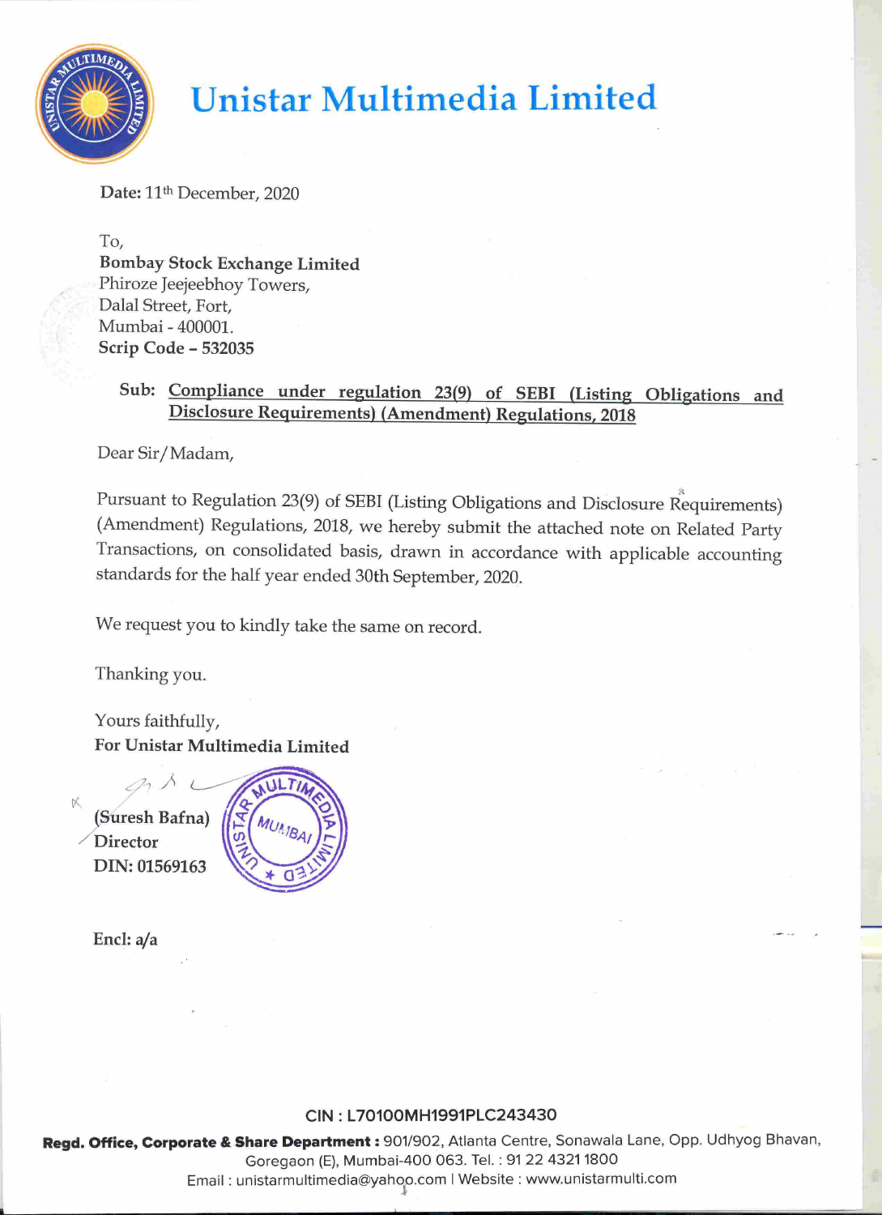# Unistar Multimedia Limited

**Date:** 11th December, 2020

To,
**Bombay Stock Exchange Limited**
Phiroze Jeejeebhoy Towers,
Dalal Street, Fort,
Mumbai - 400001.
**Scrip Code – 532035**

**Sub: Compliance under regulation 23(9) of SEBI (Listing Obligations and Disclosure Requirements) (Amendment) Regulations, 2018**

Dear Sir/Madam,

Pursuant to Regulation 23(9) of SEBI (Listing Obligations and Disclosure Requirements) (Amendment) Regulations, 2018, we hereby submit the attached note on Related Party Transactions, on consolidated basis, drawn in accordance with applicable accounting standards for the half year ended 30th September, 2020.

We request you to kindly take the same on record.

Thanking you.

Yours faithfully,
**For Unistar Multimedia Limited**

**(Suresh Bafna)**
**Director**
**DIN: 01569163**

Encl: a/a

**CIN : L70100MH1991PLC243430**

**Regd. Office, Corporate & Share Department :** 901/902, Atlanta Centre, Sonawala Lane, Opp. Udhyog Bhavan, Goregaon (E), Mumbai-400 063. Tel. : 91 22 4321 1800
Email : unistarmultimedia@yahoo.com | Website : www.unistarmulti.com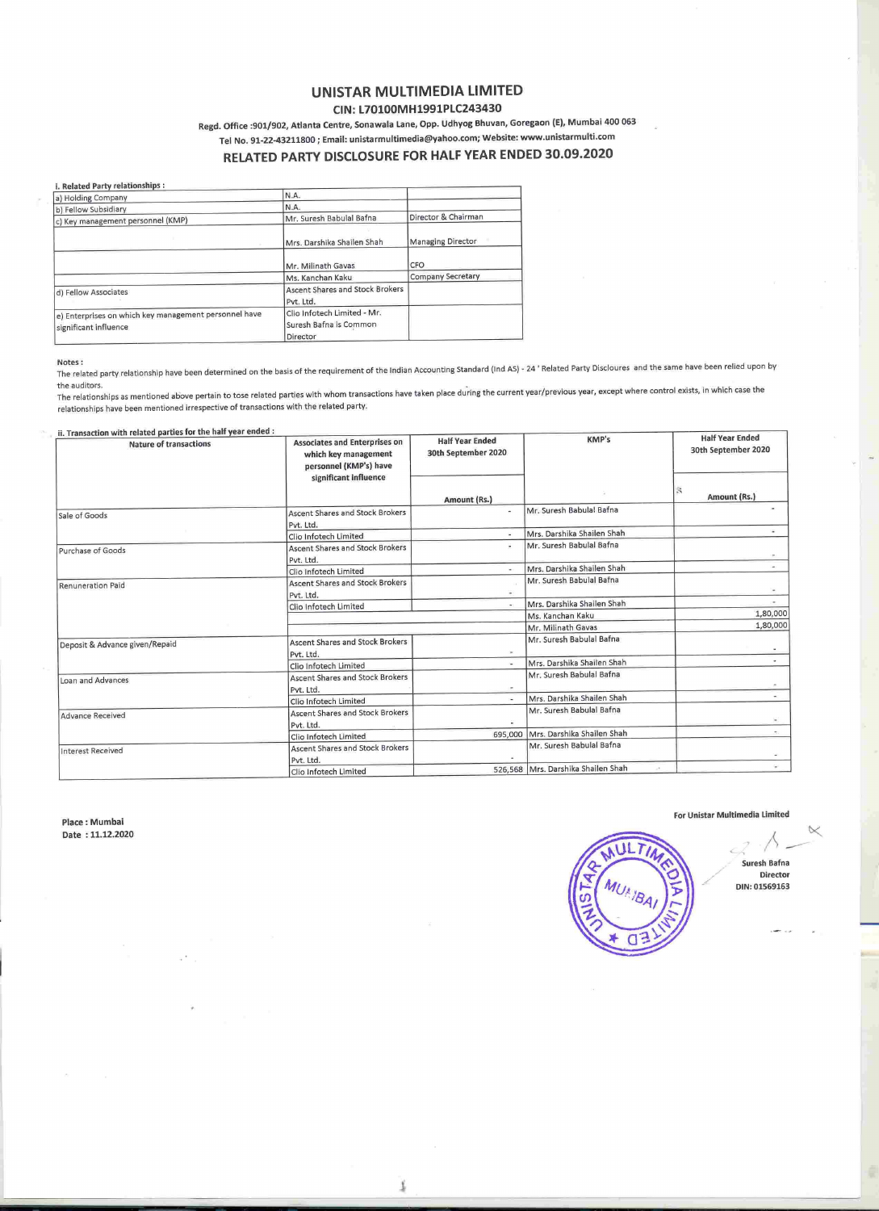# UNISTAR MULTIMEDIA LIMITED

**CIN: L70100MH1991PLC243430**

**Regd. Office :901/902, Atlanta Centre, Sonawala Lane, Opp. Udhyog Bhuvan, Goregaon (E), Mumbai 400 063**

**Tel No. 91-22-43211800 ; Email: unistarmultimedia@yahoo.com; Website: www.unistarmulti.com**

## RELATED PARTY DISCLOSURE FOR HALF YEAR ENDED 30.09.2020

**i. Related Party relationships :**

| | | |
|---|---|---|
| a) Holding Company | N.A. | |
| b) Fellow Subsidiary | N.A. | |
| c) Key management personnel (KMP) | Mr. Suresh Babulal Bafna | Director & Chairman |
| | Mrs. Darshika Shailen Shah | Managing Director |
| | Mr. Milinath Gavas | CFO |
| | Ms. Kanchan Kaku | Company Secretary |
| d) Fellow Associates | Ascent Shares and Stock Brokers Pvt. Ltd. | |
| e) Enterprises on which key management personnel have significant influence | Clio Infotech Limited - Mr. Suresh Bafna is Common Director | |

**Notes :**

The related party relationship have been determined on the basis of the requirement of the Indian Accounting Standard (Ind AS) - 24 ' Related Party Discloures and the same have been relied upon by the auditors.

The relationships as mentioned above pertain to tose related parties with whom transactions have taken place during the current year/previous year, except where control exists, in which case the relationships have been mentioned irrespective of transactions with the related party.

**ii. Transaction with related parties for the half year ended :**

| Nature of transactions | Associates and Enterprises on which key management personnel (KMP's) have significant influence | Half Year Ended 30th September 2020 Amount (Rs.) | KMP's | Half Year Ended 30th September 2020 Amount (Rs.) |
|---|---|---|---|---|
| Sale of Goods | Ascent Shares and Stock Brokers Pvt. Ltd. | - | Mr. Suresh Babulal Bafna | - |
| | Clio Infotech Limited | - | Mrs. Darshika Shailen Shah | - |
| Purchase of Goods | Ascent Shares and Stock Brokers Pvt. Ltd. | - | Mr. Suresh Babulal Bafna | - |
| | Clio Infotech Limited | - | Mrs. Darshika Shailen Shah | - |
| Renuneration Paid | Ascent Shares and Stock Brokers Pvt. Ltd. | - | Mr. Suresh Babulal Bafna | - |
| | Clio Infotech Limited | - | Mrs. Darshika Shailen Shah | - |
| | | | Ms. Kanchan Kaku | 1,80,000 |
| | | | Mr. Milinath Gavas | 1,80,000 |
| Deposit & Advance given/Repaid | Ascent Shares and Stock Brokers Pvt. Ltd. | - | Mr. Suresh Babulal Bafna | - |
| | Clio Infotech Limited | - | Mrs. Darshika Shailen Shah | - |
| Loan and Advances | Ascent Shares and Stock Brokers Pvt. Ltd. | - | Mr. Suresh Babulal Bafna | - |
| | Clio Infotech Limited | - | Mrs. Darshika Shailen Shah | - |
| Advance Received | Ascent Shares and Stock Brokers Pvt. Ltd. | - | Mr. Suresh Babulal Bafna | - |
| | Clio Infotech Limited | 695,000 | Mrs. Darshika Shailen Shah | - |
| Interest Received | Ascent Shares and Stock Brokers Pvt. Ltd. | - | Mr. Suresh Babulal Bafna | - |
| | Clio Infotech Limited | 526,568 | Mrs. Darshika Shailen Shah | - |

**Place : Mumbai**
**Date : 11.12.2020**

**For Unistar Multimedia Limited**

Suresh Bafna
Director
DIN: 01569163